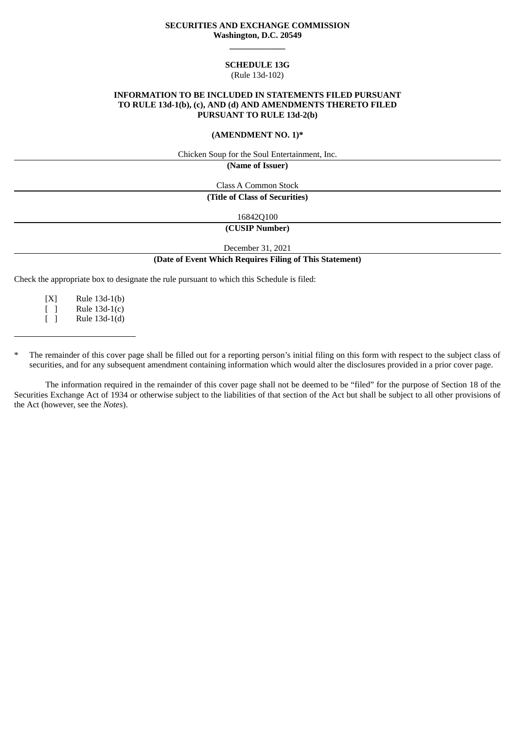**SECURITIES AND EXCHANGE COMMISSION**
**Washington, D.C. 20549**

---

**SCHEDULE 13G**
(Rule 13d-102)

**INFORMATION TO BE INCLUDED IN STATEMENTS FILED PURSUANT TO RULE 13d-1(b), (c), AND (d) AND AMENDMENTS THERETO FILED PURSUANT TO RULE 13d-2(b)**

**(AMENDMENT NO. 1)***

Chicken Soup for the Soul Entertainment, Inc.

---

**(Name of Issuer)**

Class A Common Stock

---

**(Title of Class of Securities)**

16842Q100

---

**(CUSIP Number)**

December 31, 2021

---

**(Date of Event Which Requires Filing of This Statement)**

Check the appropriate box to designate the rule pursuant to which this Schedule is filed:

[X] Rule 13d-1(b)
[ ] Rule 13d-1(c)
[ ] Rule 13d-1(d)

---

\* The remainder of this cover page shall be filled out for a reporting person's initial filing on this form with respect to the subject class of securities, and for any subsequent amendment containing information which would alter the disclosures provided in a prior cover page.

The information required in the remainder of this cover page shall not be deemed to be "filed" for the purpose of Section 18 of the Securities Exchange Act of 1934 or otherwise subject to the liabilities of that section of the Act but shall be subject to all other provisions of the Act (however, see the *Notes*).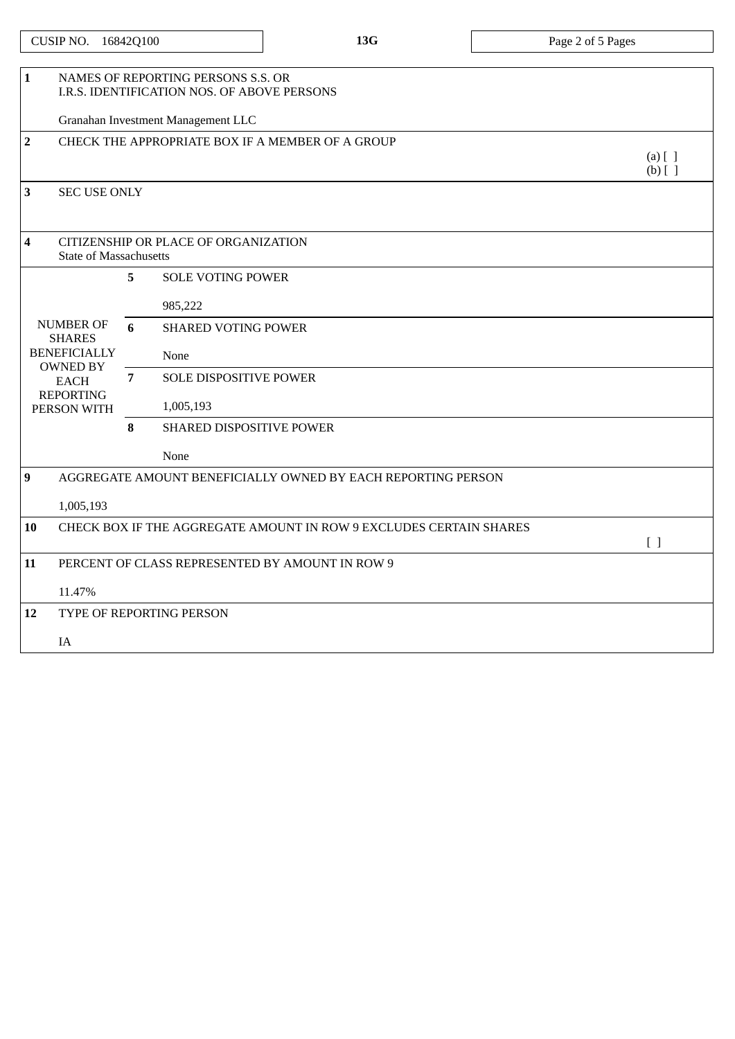| CUSIP NO. 16842Q100 | 13G | |
|---|---|---|

| | | | |
|---|---|---|---|
| **1** | NAMES OF REPORTING PERSONS S.S. OR I.R.S. IDENTIFICATION NOS. OF ABOVE PERSONS<br><br>Granahan Investment Management LLC | | |
| **2** | CHECK THE APPROPRIATE BOX IF A MEMBER OF A GROUP | | (a) [ ]<br>(b) [ ] |
| **3** | SEC USE ONLY | | |
| **4** | CITIZENSHIP OR PLACE OF ORGANIZATION<br>State of Massachusetts | | |
| NUMBER OF SHARES BENEFICIALLY OWNED BY EACH REPORTING PERSON WITH | **5** | SOLE VOTING POWER<br><br>985,222 | |
| | **6** | SHARED VOTING POWER<br><br>None | |
| | **7** | SOLE DISPOSITIVE POWER<br><br>1,005,193 | |
| | **8** | SHARED DISPOSITIVE POWER<br><br>None | |
| **9** | AGGREGATE AMOUNT BENEFICIALLY OWNED BY EACH REPORTING PERSON<br><br>1,005,193 | | |
| **10** | CHECK BOX IF THE AGGREGATE AMOUNT IN ROW 9 EXCLUDES CERTAIN SHARES | | [ ] |
| **11** | PERCENT OF CLASS REPRESENTED BY AMOUNT IN ROW 9<br><br>11.47% | | |
| **12** | TYPE OF REPORTING PERSON<br><br>IA | | |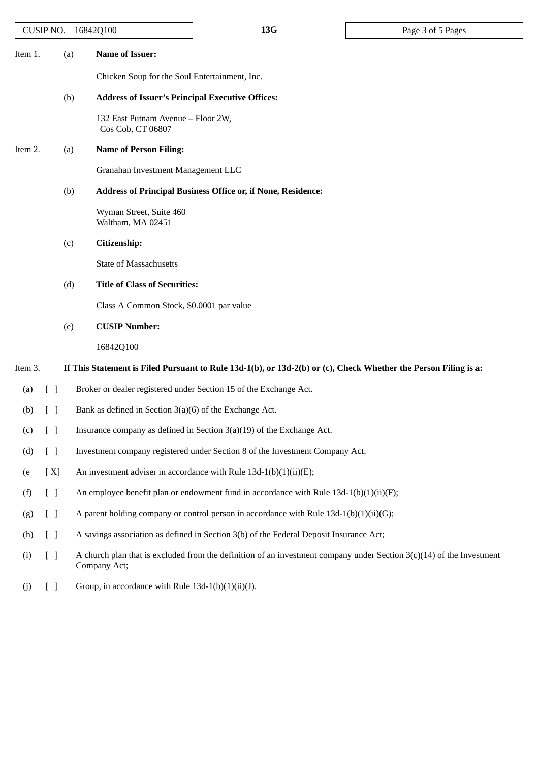Item 1. (a) **Name of Issuer:**

Chicken Soup for the Soul Entertainment, Inc.

(b) **Address of Issuer's Principal Executive Offices:**

132 East Putnam Avenue – Floor 2W,
Cos Cob, CT 06807

Item 2. (a) **Name of Person Filing:**

Granahan Investment Management LLC

(b) **Address of Principal Business Office or, if None, Residence:**

Wyman Street, Suite 460
Waltham, MA 02451

(c) **Citizenship:**

State of Massachusetts

(d) **Title of Class of Securities:**

Class A Common Stock, $0.0001 par value

(e) **CUSIP Number:**

16842Q100

Item 3. **If This Statement is Filed Pursuant to Rule 13d-1(b), or 13d-2(b) or (c), Check Whether the Person Filing is a:**

(a) [ ] Broker or dealer registered under Section 15 of the Exchange Act.

(b) [ ] Bank as defined in Section 3(a)(6) of the Exchange Act.

(c) [ ] Insurance company as defined in Section 3(a)(19) of the Exchange Act.

(d) [ ] Investment company registered under Section 8 of the Investment Company Act.

(e [X] An investment adviser in accordance with Rule 13d-1(b)(1)(ii)(E);

(f) [ ] An employee benefit plan or endowment fund in accordance with Rule 13d-1(b)(1)(ii)(F);

(g) [ ] A parent holding company or control person in accordance with Rule 13d-1(b)(1)(ii)(G);

(h) [ ] A savings association as defined in Section 3(b) of the Federal Deposit Insurance Act;

(i) [ ] A church plan that is excluded from the definition of an investment company under Section 3(c)(14) of the Investment Company Act;

(j) [ ] Group, in accordance with Rule 13d-1(b)(1)(ii)(J).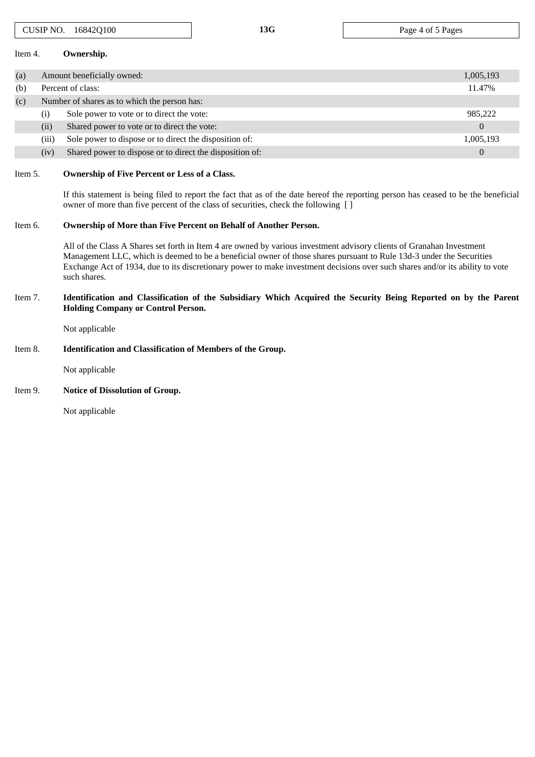CUSIP NO. 16842Q100 | 13G

Item 4. **Ownership.**

| | | | |
|---|---|---|---|
| (a) | Amount beneficially owned: | | 1,005,193 |
| (b) | Percent of class: | | 11.47% |
| (c) | Number of shares as to which the person has: | | |
| | (i) | Sole power to vote or to direct the vote: | 985,222 |
| | (ii) | Shared power to vote or to direct the vote: | 0 |
| | (iii) | Sole power to dispose or to direct the disposition of: | 1,005,193 |
| | (iv) | Shared power to dispose or to direct the disposition of: | 0 |

Item 5. **Ownership of Five Percent or Less of a Class.**

If this statement is being filed to report the fact that as of the date hereof the reporting person has ceased to be the beneficial owner of more than five percent of the class of securities, check the following [ ]

Item 6. **Ownership of More than Five Percent on Behalf of Another Person.**

All of the Class A Shares set forth in Item 4 are owned by various investment advisory clients of Granahan Investment Management LLC, which is deemed to be a beneficial owner of those shares pursuant to Rule 13d-3 under the Securities Exchange Act of 1934, due to its discretionary power to make investment decisions over such shares and/or its ability to vote such shares.

Item 7. **Identification and Classification of the Subsidiary Which Acquired the Security Being Reported on by the Parent Holding Company or Control Person.**

Not applicable

Item 8. **Identification and Classification of Members of the Group.**

Not applicable

Item 9. **Notice of Dissolution of Group.**

Not applicable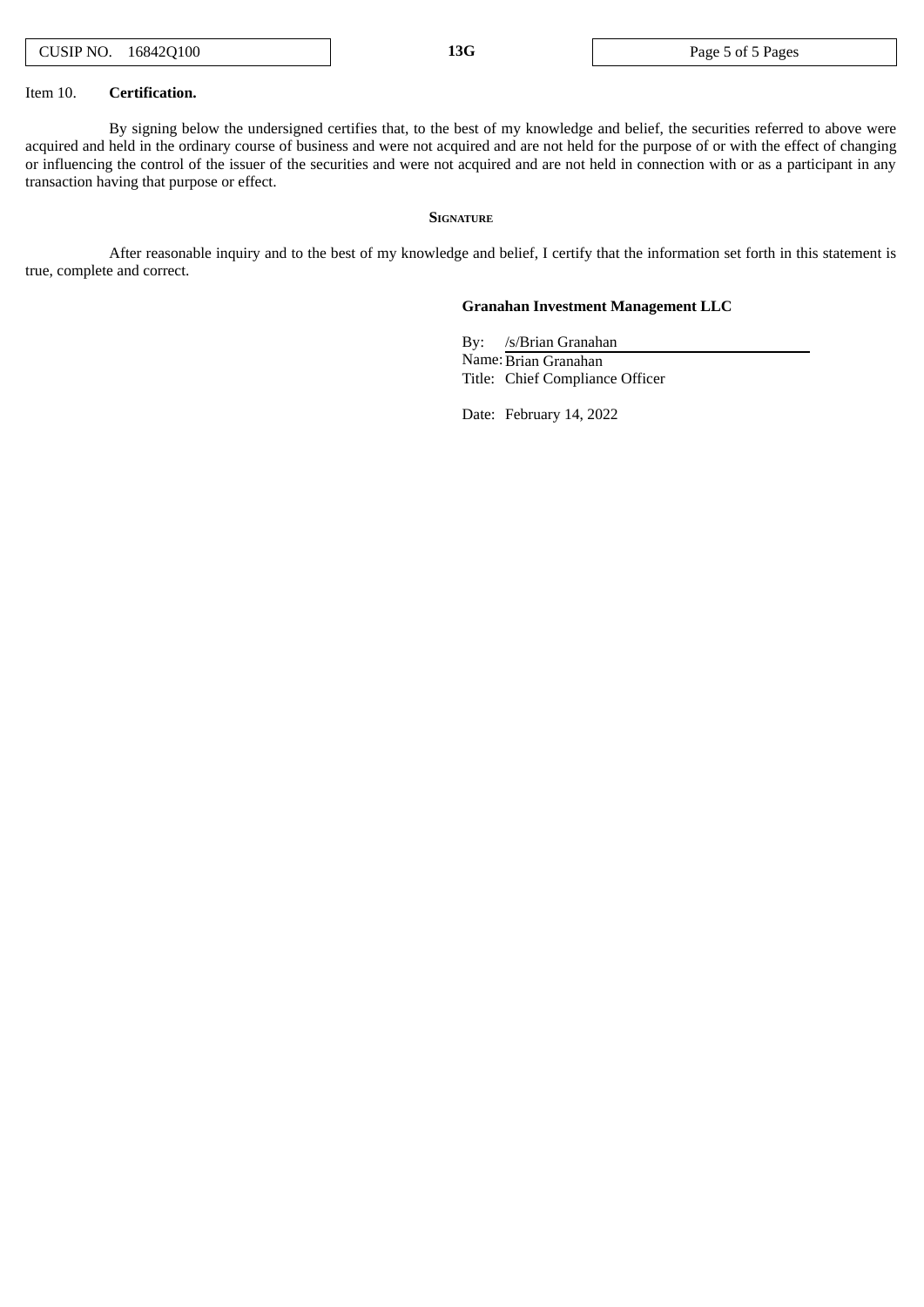Item 10. **Certification.**

By signing below the undersigned certifies that, to the best of my knowledge and belief, the securities referred to above were acquired and held in the ordinary course of business and were not acquired and are not held for the purpose of or with the effect of changing or influencing the control of the issuer of the securities and were not acquired and are not held in connection with or as a participant in any transaction having that purpose or effect.

**SIGNATURE**

After reasonable inquiry and to the best of my knowledge and belief, I certify that the information set forth in this statement is true, complete and correct.

**Granahan Investment Management LLC**

By: /s/Brian Granahan
Name: Brian Granahan
Title: Chief Compliance Officer

Date: February 14, 2022